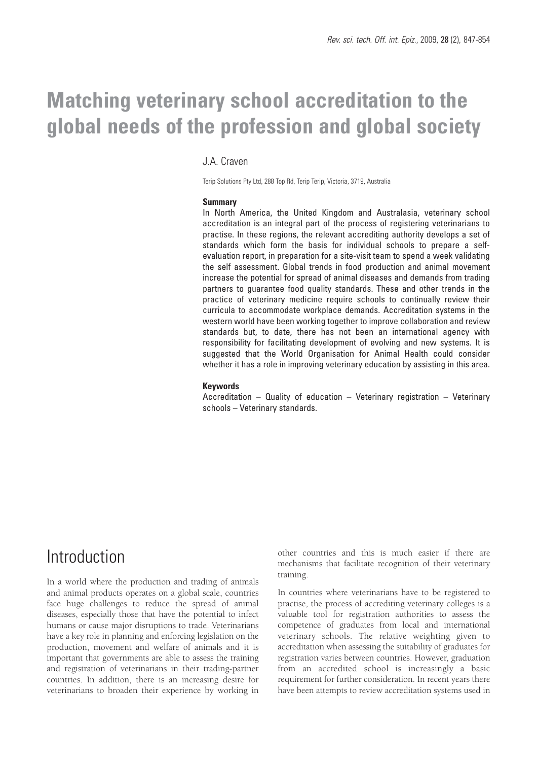# Matching veterinary school accreditation to the global needs of the profession and global society

J.A. Craven

Terip Solutions Pty Ltd, 288 Top Rd, Terip Terip, Victoria, 3719, Australia

**Summary**

In North America, the United Kingdom and Australasia, veterinary school accreditation is an integral part of the process of registering veterinarians to practise. In these regions, the relevant accrediting authority develops a set of standards which form the basis for individual schools to prepare a self-evaluation report, in preparation for a site-visit team to spend a week validating the self assessment. Global trends in food production and animal movement increase the potential for spread of animal diseases and demands from trading partners to guarantee food quality standards. These and other trends in the practice of veterinary medicine require schools to continually review their curricula to accommodate workplace demands. Accreditation systems in the western world have been working together to improve collaboration and review standards but, to date, there has not been an international agency with responsibility for facilitating development of evolving and new systems. It is suggested that the World Organisation for Animal Health could consider whether it has a role in improving veterinary education by assisting in this area.

**Keywords**

Accreditation – Quality of education – Veterinary registration – Veterinary schools – Veterinary standards.

## Introduction

In a world where the production and trading of animals and animal products operates on a global scale, countries face huge challenges to reduce the spread of animal diseases, especially those that have the potential to infect humans or cause major disruptions to trade. Veterinarians have a key role in planning and enforcing legislation on the production, movement and welfare of animals and it is important that governments are able to assess the training and registration of veterinarians in their trading-partner countries. In addition, there is an increasing desire for veterinarians to broaden their experience by working in other countries and this is much easier if there are mechanisms that facilitate recognition of their veterinary training.

In countries where veterinarians have to be registered to practise, the process of accrediting veterinary colleges is a valuable tool for registration authorities to assess the competence of graduates from local and international veterinary schools. The relative weighting given to accreditation when assessing the suitability of graduates for registration varies between countries. However, graduation from an accredited school is increasingly a basic requirement for further consideration. In recent years there have been attempts to review accreditation systems used in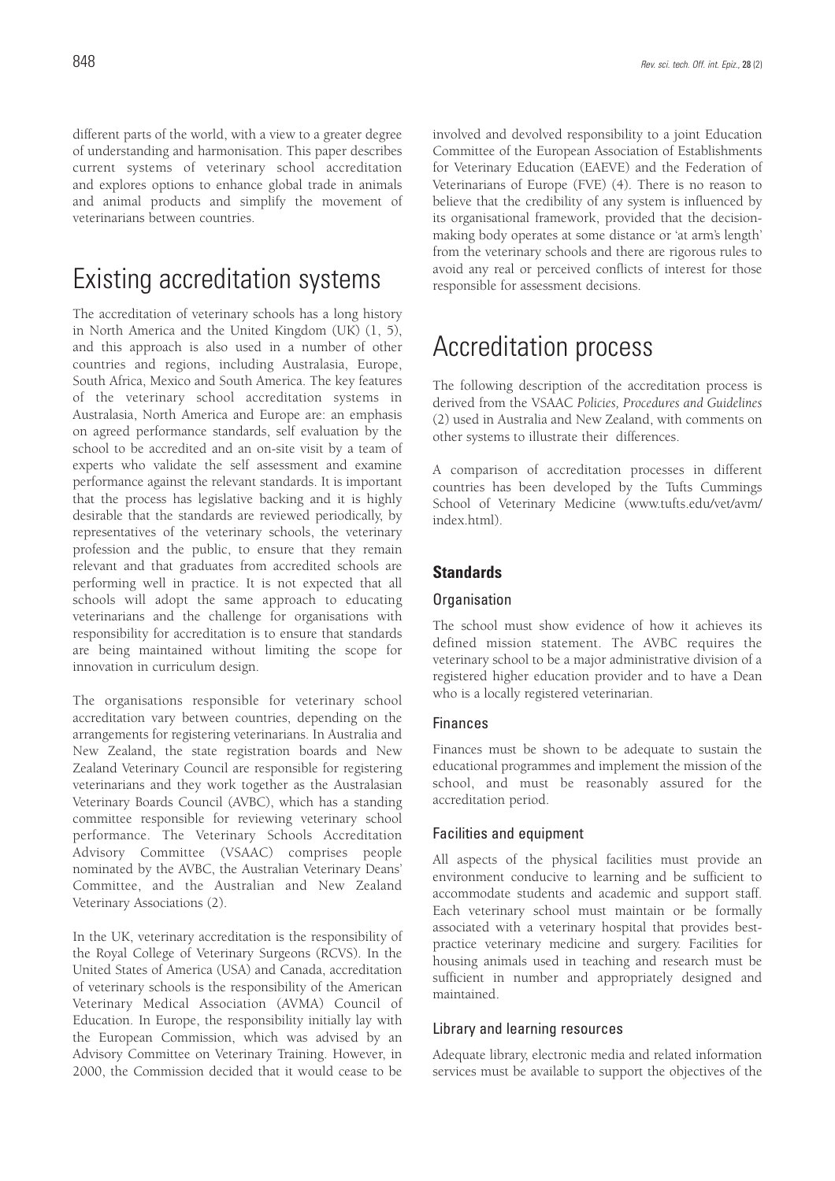different parts of the world, with a view to a greater degree of understanding and harmonisation. This paper describes current systems of veterinary school accreditation and explores options to enhance global trade in animals and animal products and simplify the movement of veterinarians between countries.

# Existing accreditation systems

The accreditation of veterinary schools has a long history in North America and the United Kingdom (UK) (1, 5), and this approach is also used in a number of other countries and regions, including Australasia, Europe, South Africa, Mexico and South America. The key features of the veterinary school accreditation systems in Australasia, North America and Europe are: an emphasis on agreed performance standards, self evaluation by the school to be accredited and an on-site visit by a team of experts who validate the self assessment and examine performance against the relevant standards. It is important that the process has legislative backing and it is highly desirable that the standards are reviewed periodically, by representatives of the veterinary schools, the veterinary profession and the public, to ensure that they remain relevant and that graduates from accredited schools are performing well in practice. It is not expected that all schools will adopt the same approach to educating veterinarians and the challenge for organisations with responsibility for accreditation is to ensure that standards are being maintained without limiting the scope for innovation in curriculum design.

The organisations responsible for veterinary school accreditation vary between countries, depending on the arrangements for registering veterinarians. In Australia and New Zealand, the state registration boards and New Zealand Veterinary Council are responsible for registering veterinarians and they work together as the Australasian Veterinary Boards Council (AVBC), which has a standing committee responsible for reviewing veterinary school performance. The Veterinary Schools Accreditation Advisory Committee (VSAAC) comprises people nominated by the AVBC, the Australian Veterinary Deans' Committee, and the Australian and New Zealand Veterinary Associations (2).

In the UK, veterinary accreditation is the responsibility of the Royal College of Veterinary Surgeons (RCVS). In the United States of America (USA) and Canada, accreditation of veterinary schools is the responsibility of the American Veterinary Medical Association (AVMA) Council of Education. In Europe, the responsibility initially lay with the European Commission, which was advised by an Advisory Committee on Veterinary Training. However, in 2000, the Commission decided that it would cease to be involved and devolved responsibility to a joint Education Committee of the European Association of Establishments for Veterinary Education (EAEVE) and the Federation of Veterinarians of Europe (FVE) (4). There is no reason to believe that the credibility of any system is influenced by its organisational framework, provided that the decision-making body operates at some distance or 'at arm's length' from the veterinary schools and there are rigorous rules to avoid any real or perceived conflicts of interest for those responsible for assessment decisions.

# Accreditation process

The following description of the accreditation process is derived from the VSAAC *Policies, Procedures and Guidelines* (2) used in Australia and New Zealand, with comments on other systems to illustrate their differences.

A comparison of accreditation processes in different countries has been developed by the Tufts Cummings School of Veterinary Medicine (www.tufts.edu/vet/avm/index.html).

## Standards

### Organisation

The school must show evidence of how it achieves its defined mission statement. The AVBC requires the veterinary school to be a major administrative division of a registered higher education provider and to have a Dean who is a locally registered veterinarian.

### Finances

Finances must be shown to be adequate to sustain the educational programmes and implement the mission of the school, and must be reasonably assured for the accreditation period.

### Facilities and equipment

All aspects of the physical facilities must provide an environment conducive to learning and be sufficient to accommodate students and academic and support staff. Each veterinary school must maintain or be formally associated with a veterinary hospital that provides best-practice veterinary medicine and surgery. Facilities for housing animals used in teaching and research must be sufficient in number and appropriately designed and maintained.

### Library and learning resources

Adequate library, electronic media and related information services must be available to support the objectives of the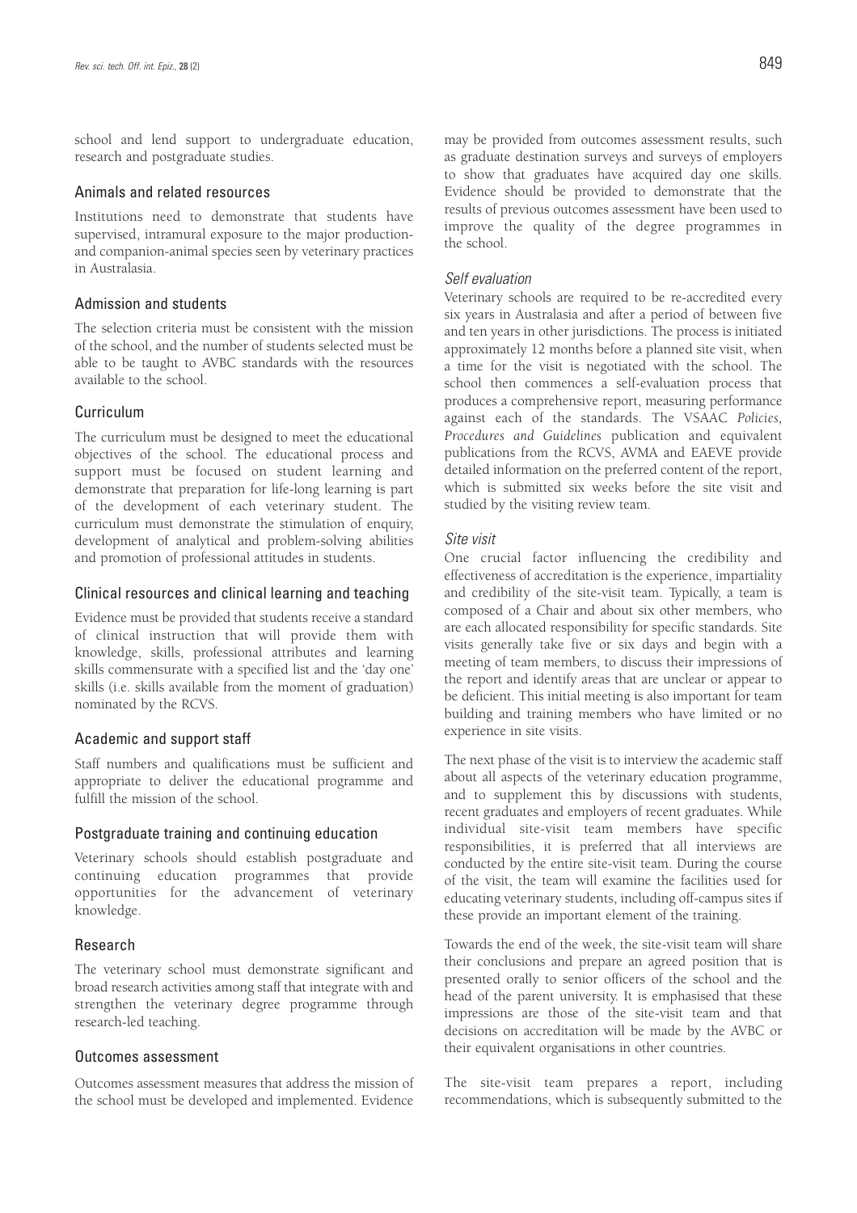school and lend support to undergraduate education, research and postgraduate studies.

### Animals and related resources

Institutions need to demonstrate that students have supervised, intramural exposure to the major production- and companion-animal species seen by veterinary practices in Australasia.

### Admission and students

The selection criteria must be consistent with the mission of the school, and the number of students selected must be able to be taught to AVBC standards with the resources available to the school.

### Curriculum

The curriculum must be designed to meet the educational objectives of the school. The educational process and support must be focused on student learning and demonstrate that preparation for life-long learning is part of the development of each veterinary student. The curriculum must demonstrate the stimulation of enquiry, development of analytical and problem-solving abilities and promotion of professional attitudes in students.

### Clinical resources and clinical learning and teaching

Evidence must be provided that students receive a standard of clinical instruction that will provide them with knowledge, skills, professional attributes and learning skills commensurate with a specified list and the 'day one' skills (i.e. skills available from the moment of graduation) nominated by the RCVS.

### Academic and support staff

Staff numbers and qualifications must be sufficient and appropriate to deliver the educational programme and fulfill the mission of the school.

### Postgraduate training and continuing education

Veterinary schools should establish postgraduate and continuing education programmes that provide opportunities for the advancement of veterinary knowledge.

### Research

The veterinary school must demonstrate significant and broad research activities among staff that integrate with and strengthen the veterinary degree programme through research-led teaching.

### Outcomes assessment

Outcomes assessment measures that address the mission of the school must be developed and implemented. Evidence may be provided from outcomes assessment results, such as graduate destination surveys and surveys of employers to show that graduates have acquired day one skills. Evidence should be provided to demonstrate that the results of previous outcomes assessment have been used to improve the quality of the degree programmes in the school.

#### *Self evaluation*

Veterinary schools are required to be re-accredited every six years in Australasia and after a period of between five and ten years in other jurisdictions. The process is initiated approximately 12 months before a planned site visit, when a time for the visit is negotiated with the school. The school then commences a self-evaluation process that produces a comprehensive report, measuring performance against each of the standards. The VSAAC *Policies, Procedures and Guidelines* publication and equivalent publications from the RCVS, AVMA and EAEVE provide detailed information on the preferred content of the report, which is submitted six weeks before the site visit and studied by the visiting review team.

#### *Site visit*

One crucial factor influencing the credibility and effectiveness of accreditation is the experience, impartiality and credibility of the site-visit team. Typically, a team is composed of a Chair and about six other members, who are each allocated responsibility for specific standards. Site visits generally take five or six days and begin with a meeting of team members, to discuss their impressions of the report and identify areas that are unclear or appear to be deficient. This initial meeting is also important for team building and training members who have limited or no experience in site visits.

The next phase of the visit is to interview the academic staff about all aspects of the veterinary education programme, and to supplement this by discussions with students, recent graduates and employers of recent graduates. While individual site-visit team members have specific responsibilities, it is preferred that all interviews are conducted by the entire site-visit team. During the course of the visit, the team will examine the facilities used for educating veterinary students, including off-campus sites if these provide an important element of the training.

Towards the end of the week, the site-visit team will share their conclusions and prepare an agreed position that is presented orally to senior officers of the school and the head of the parent university. It is emphasised that these impressions are those of the site-visit team and that decisions on accreditation will be made by the AVBC or their equivalent organisations in other countries.

The site-visit team prepares a report, including recommendations, which is subsequently submitted to the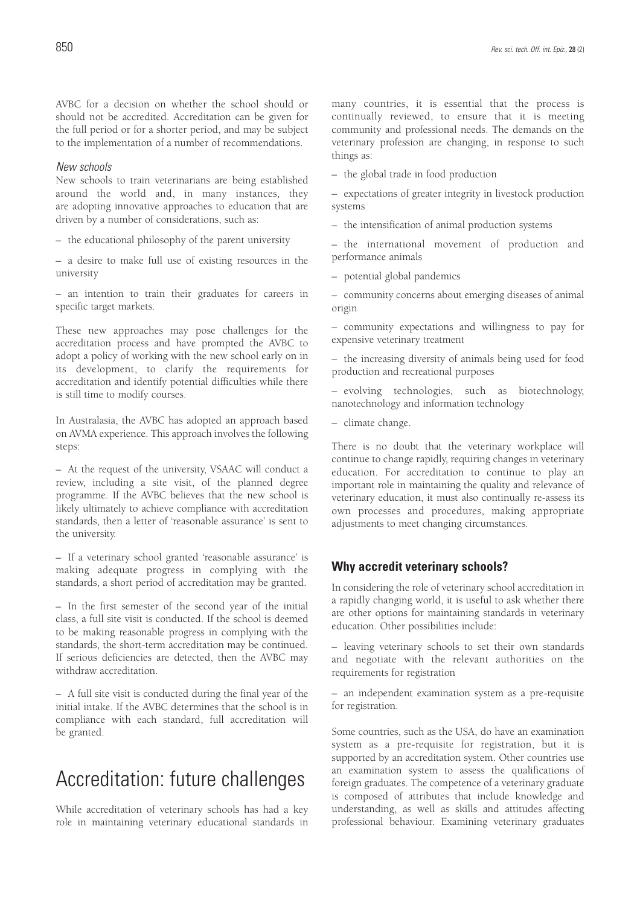AVBC for a decision on whether the school should or should not be accredited. Accreditation can be given for the full period or for a shorter period, and may be subject to the implementation of a number of recommendations.

### *New schools*

New schools to train veterinarians are being established around the world and, in many instances, they are adopting innovative approaches to education that are driven by a number of considerations, such as:

– the educational philosophy of the parent university

– a desire to make full use of existing resources in the university

– an intention to train their graduates for careers in specific target markets.

These new approaches may pose challenges for the accreditation process and have prompted the AVBC to adopt a policy of working with the new school early on in its development, to clarify the requirements for accreditation and identify potential difficulties while there is still time to modify courses.

In Australasia, the AVBC has adopted an approach based on AVMA experience. This approach involves the following steps:

– At the request of the university, VSAAC will conduct a review, including a site visit, of the planned degree programme. If the AVBC believes that the new school is likely ultimately to achieve compliance with accreditation standards, then a letter of 'reasonable assurance' is sent to the university.

– If a veterinary school granted 'reasonable assurance' is making adequate progress in complying with the standards, a short period of accreditation may be granted.

– In the first semester of the second year of the initial class, a full site visit is conducted. If the school is deemed to be making reasonable progress in complying with the standards, the short-term accreditation may be continued. If serious deficiencies are detected, then the AVBC may withdraw accreditation.

– A full site visit is conducted during the final year of the initial intake. If the AVBC determines that the school is in compliance with each standard, full accreditation will be granted.

# Accreditation: future challenges

While accreditation of veterinary schools has had a key role in maintaining veterinary educational standards in many countries, it is essential that the process is continually reviewed, to ensure that it is meeting community and professional needs. The demands on the veterinary profession are changing, in response to such things as:

– the global trade in food production

– expectations of greater integrity in livestock production systems

– the intensification of animal production systems

– the international movement of production and performance animals

– potential global pandemics

– community concerns about emerging diseases of animal origin

– community expectations and willingness to pay for expensive veterinary treatment

– the increasing diversity of animals being used for food production and recreational purposes

– evolving technologies, such as biotechnology, nanotechnology and information technology

– climate change.

There is no doubt that the veterinary workplace will continue to change rapidly, requiring changes in veterinary education. For accreditation to continue to play an important role in maintaining the quality and relevance of veterinary education, it must also continually re-assess its own processes and procedures, making appropriate adjustments to meet changing circumstances.

## Why accredit veterinary schools?

In considering the role of veterinary school accreditation in a rapidly changing world, it is useful to ask whether there are other options for maintaining standards in veterinary education. Other possibilities include:

– leaving veterinary schools to set their own standards and negotiate with the relevant authorities on the requirements for registration

– an independent examination system as a pre-requisite for registration.

Some countries, such as the USA, do have an examination system as a pre-requisite for registration, but it is supported by an accreditation system. Other countries use an examination system to assess the qualifications of foreign graduates. The competence of a veterinary graduate is composed of attributes that include knowledge and understanding, as well as skills and attitudes affecting professional behaviour. Examining veterinary graduates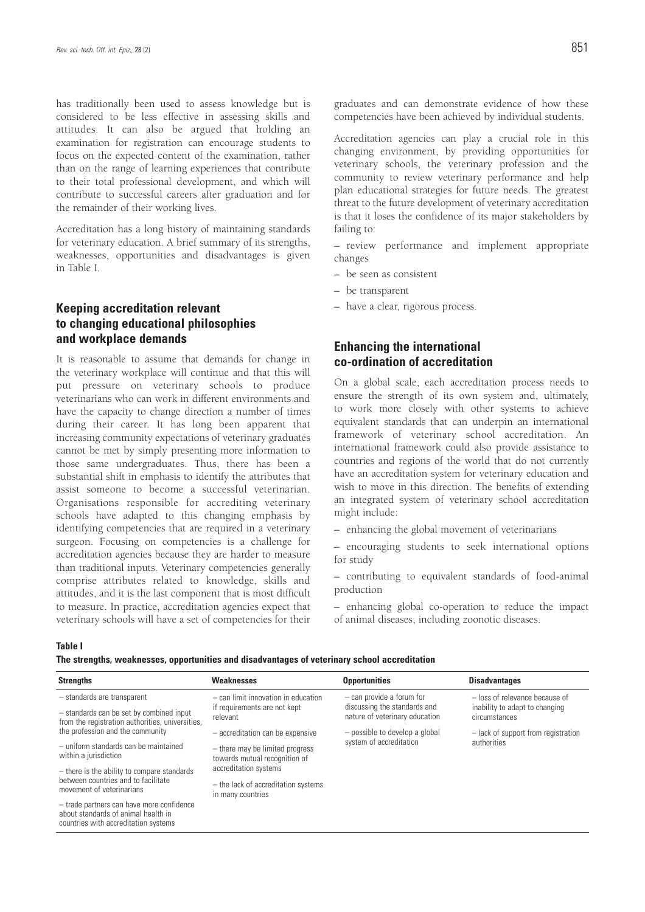has traditionally been used to assess knowledge but is considered to be less effective in assessing skills and attitudes. It can also be argued that holding an examination for registration can encourage students to focus on the expected content of the examination, rather than on the range of learning experiences that contribute to their total professional development, and which will contribute to successful careers after graduation and for the remainder of their working lives.

Accreditation has a long history of maintaining standards for veterinary education. A brief summary of its strengths, weaknesses, opportunities and disadvantages is given in Table I.

## Keeping accreditation relevant to changing educational philosophies and workplace demands

It is reasonable to assume that demands for change in the veterinary workplace will continue and that this will put pressure on veterinary schools to produce veterinarians who can work in different environments and have the capacity to change direction a number of times during their career. It has long been apparent that increasing community expectations of veterinary graduates cannot be met by simply presenting more information to those same undergraduates. Thus, there has been a substantial shift in emphasis to identify the attributes that assist someone to become a successful veterinarian. Organisations responsible for accrediting veterinary schools have adapted to this changing emphasis by identifying competencies that are required in a veterinary surgeon. Focusing on competencies is a challenge for accreditation agencies because they are harder to measure than traditional inputs. Veterinary competencies generally comprise attributes related to knowledge, skills and attitudes, and it is the last component that is most difficult to measure. In practice, accreditation agencies expect that veterinary schools will have a set of competencies for their graduates and can demonstrate evidence of how these competencies have been achieved by individual students.

Accreditation agencies can play a crucial role in this changing environment, by providing opportunities for veterinary schools, the veterinary profession and the community to review veterinary performance and help plan educational strategies for future needs. The greatest threat to the future development of veterinary accreditation is that it loses the confidence of its major stakeholders by failing to:

– review performance and implement appropriate changes

– be seen as consistent

– be transparent

– have a clear, rigorous process.

## Enhancing the international co-ordination of accreditation

On a global scale, each accreditation process needs to ensure the strength of its own system and, ultimately, to work more closely with other systems to achieve equivalent standards that can underpin an international framework of veterinary school accreditation. An international framework could also provide assistance to countries and regions of the world that do not currently have an accreditation system for veterinary education and wish to move in this direction. The benefits of extending an integrated system of veterinary school accreditation might include:

– enhancing the global movement of veterinarians

– encouraging students to seek international options for study

– contributing to equivalent standards of food-animal production

– enhancing global co-operation to reduce the impact of animal diseases, including zoonotic diseases.

**Table I**

**The strengths, weaknesses, opportunities and disadvantages of veterinary school accreditation**

| Strengths | Weaknesses | Opportunities | Disadvantages |
|---|---|---|---|
| – standards are transparent<br>– standards can be set by combined input from the registration authorities, universities, the profession and the community<br>– uniform standards can be maintained within a jurisdiction<br>– there is the ability to compare standards between countries and to facilitate movement of veterinarians<br>– trade partners can have more confidence about standards of animal health in countries with accreditation systems | – can limit innovation in education if requirements are not kept relevant<br>– accreditation can be expensive<br>– there may be limited progress towards mutual recognition of accreditation systems<br>– the lack of accreditation systems in many countries | – can provide a forum for discussing the standards and nature of veterinary education<br>– possible to develop a global system of accreditation | – loss of relevance because of inability to adapt to changing circumstances<br>– lack of support from registration authorities |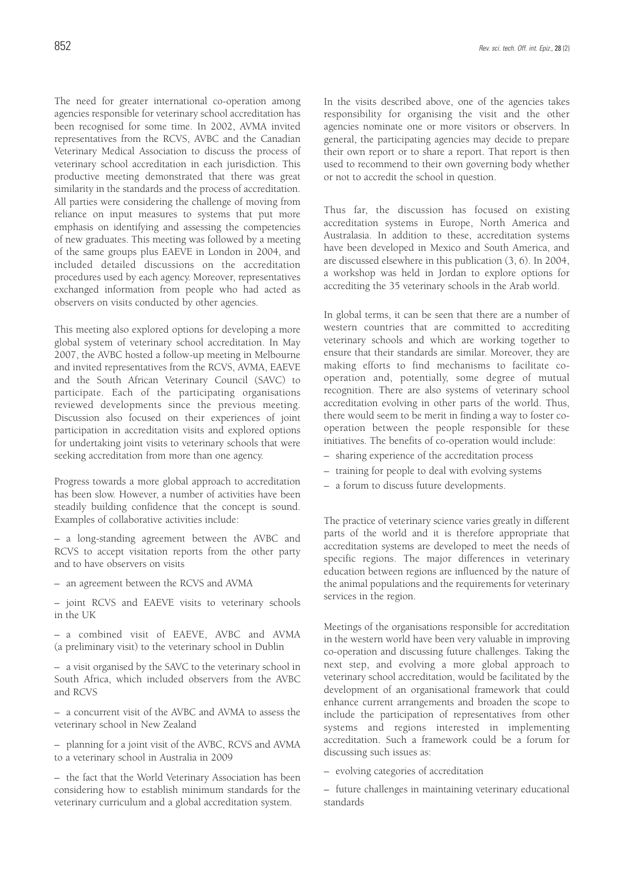The need for greater international co-operation among agencies responsible for veterinary school accreditation has been recognised for some time. In 2002, AVMA invited representatives from the RCVS, AVBC and the Canadian Veterinary Medical Association to discuss the process of veterinary school accreditation in each jurisdiction. This productive meeting demonstrated that there was great similarity in the standards and the process of accreditation. All parties were considering the challenge of moving from reliance on input measures to systems that put more emphasis on identifying and assessing the competencies of new graduates. This meeting was followed by a meeting of the same groups plus EAEVE in London in 2004, and included detailed discussions on the accreditation procedures used by each agency. Moreover, representatives exchanged information from people who had acted as observers on visits conducted by other agencies.

This meeting also explored options for developing a more global system of veterinary school accreditation. In May 2007, the AVBC hosted a follow-up meeting in Melbourne and invited representatives from the RCVS, AVMA, EAEVE and the South African Veterinary Council (SAVC) to participate. Each of the participating organisations reviewed developments since the previous meeting. Discussion also focused on their experiences of joint participation in accreditation visits and explored options for undertaking joint visits to veterinary schools that were seeking accreditation from more than one agency.

Progress towards a more global approach to accreditation has been slow. However, a number of activities have been steadily building confidence that the concept is sound. Examples of collaborative activities include:

– a long-standing agreement between the AVBC and RCVS to accept visitation reports from the other party and to have observers on visits

– an agreement between the RCVS and AVMA

– joint RCVS and EAEVE visits to veterinary schools in the UK

– a combined visit of EAEVE, AVBC and AVMA (a preliminary visit) to the veterinary school in Dublin

– a visit organised by the SAVC to the veterinary school in South Africa, which included observers from the AVBC and RCVS

– a concurrent visit of the AVBC and AVMA to assess the veterinary school in New Zealand

– planning for a joint visit of the AVBC, RCVS and AVMA to a veterinary school in Australia in 2009

– the fact that the World Veterinary Association has been considering how to establish minimum standards for the veterinary curriculum and a global accreditation system.

In the visits described above, one of the agencies takes responsibility for organising the visit and the other agencies nominate one or more visitors or observers. In general, the participating agencies may decide to prepare their own report or to share a report. That report is then used to recommend to their own governing body whether or not to accredit the school in question.

Thus far, the discussion has focused on existing accreditation systems in Europe, North America and Australasia. In addition to these, accreditation systems have been developed in Mexico and South America, and are discussed elsewhere in this publication (3, 6). In 2004, a workshop was held in Jordan to explore options for accrediting the 35 veterinary schools in the Arab world.

In global terms, it can be seen that there are a number of western countries that are committed to accrediting veterinary schools and which are working together to ensure that their standards are similar. Moreover, they are making efforts to find mechanisms to facilitate co-operation and, potentially, some degree of mutual recognition. There are also systems of veterinary school accreditation evolving in other parts of the world. Thus, there would seem to be merit in finding a way to foster co-operation between the people responsible for these initiatives. The benefits of co-operation would include:

– sharing experience of the accreditation process

– training for people to deal with evolving systems

– a forum to discuss future developments.

The practice of veterinary science varies greatly in different parts of the world and it is therefore appropriate that accreditation systems are developed to meet the needs of specific regions. The major differences in veterinary education between regions are influenced by the nature of the animal populations and the requirements for veterinary services in the region.

Meetings of the organisations responsible for accreditation in the western world have been very valuable in improving co-operation and discussing future challenges. Taking the next step, and evolving a more global approach to veterinary school accreditation, would be facilitated by the development of an organisational framework that could enhance current arrangements and broaden the scope to include the participation of representatives from other systems and regions interested in implementing accreditation. Such a framework could be a forum for discussing such issues as:

– evolving categories of accreditation

– future challenges in maintaining veterinary educational standards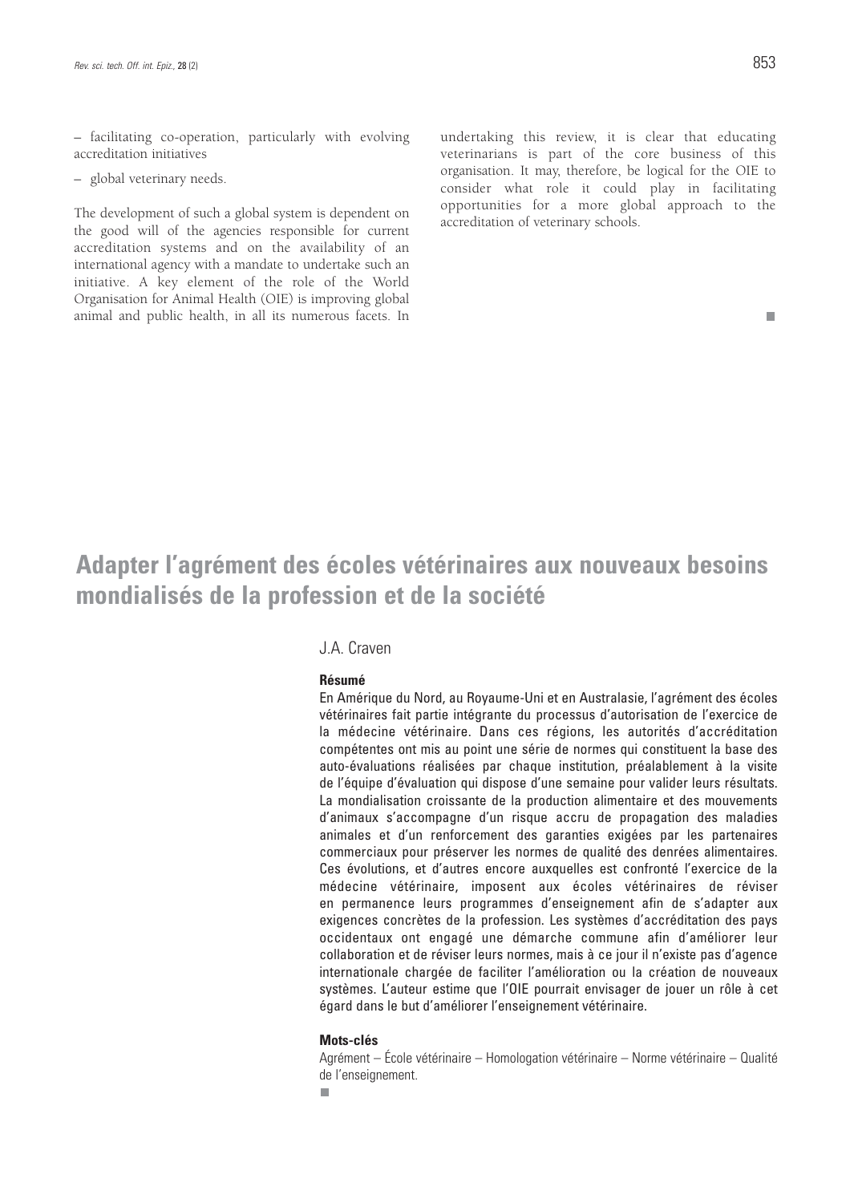– facilitating co-operation, particularly with evolving accreditation initiatives

– global veterinary needs.

The development of such a global system is dependent on the good will of the agencies responsible for current accreditation systems and on the availability of an international agency with a mandate to undertake such an initiative. A key element of the role of the World Organisation for Animal Health (OIE) is improving global animal and public health, in all its numerous facets. In undertaking this review, it is clear that educating veterinarians is part of the core business of this organisation. It may, therefore, be logical for the OIE to consider what role it could play in facilitating opportunities for a more global approach to the accreditation of veterinary schools.

## Adapter l'agrément des écoles vétérinaires aux nouveaux besoins mondialisés de la profession et de la société

J.A. Craven

### Résumé

En Amérique du Nord, au Royaume-Uni et en Australasie, l'agrément des écoles vétérinaires fait partie intégrante du processus d'autorisation de l'exercice de la médecine vétérinaire. Dans ces régions, les autorités d'accréditation compétentes ont mis au point une série de normes qui constituent la base des auto-évaluations réalisées par chaque institution, préalablement à la visite de l'équipe d'évaluation qui dispose d'une semaine pour valider leurs résultats. La mondialisation croissante de la production alimentaire et des mouvements d'animaux s'accompagne d'un risque accru de propagation des maladies animales et d'un renforcement des garanties exigées par les partenaires commerciaux pour préserver les normes de qualité des denrées alimentaires. Ces évolutions, et d'autres encore auxquelles est confronté l'exercice de la médecine vétérinaire, imposent aux écoles vétérinaires de réviser en permanence leurs programmes d'enseignement afin de s'adapter aux exigences concrètes de la profession. Les systèmes d'accréditation des pays occidentaux ont engagé une démarche commune afin d'améliorer leur collaboration et de réviser leurs normes, mais à ce jour il n'existe pas d'agence internationale chargée de faciliter l'amélioration ou la création de nouveaux systèmes. L'auteur estime que l'OIE pourrait envisager de jouer un rôle à cet égard dans le but d'améliorer l'enseignement vétérinaire.

### Mots-clés

Agrément – École vétérinaire – Homologation vétérinaire – Norme vétérinaire – Qualité de l'enseignement.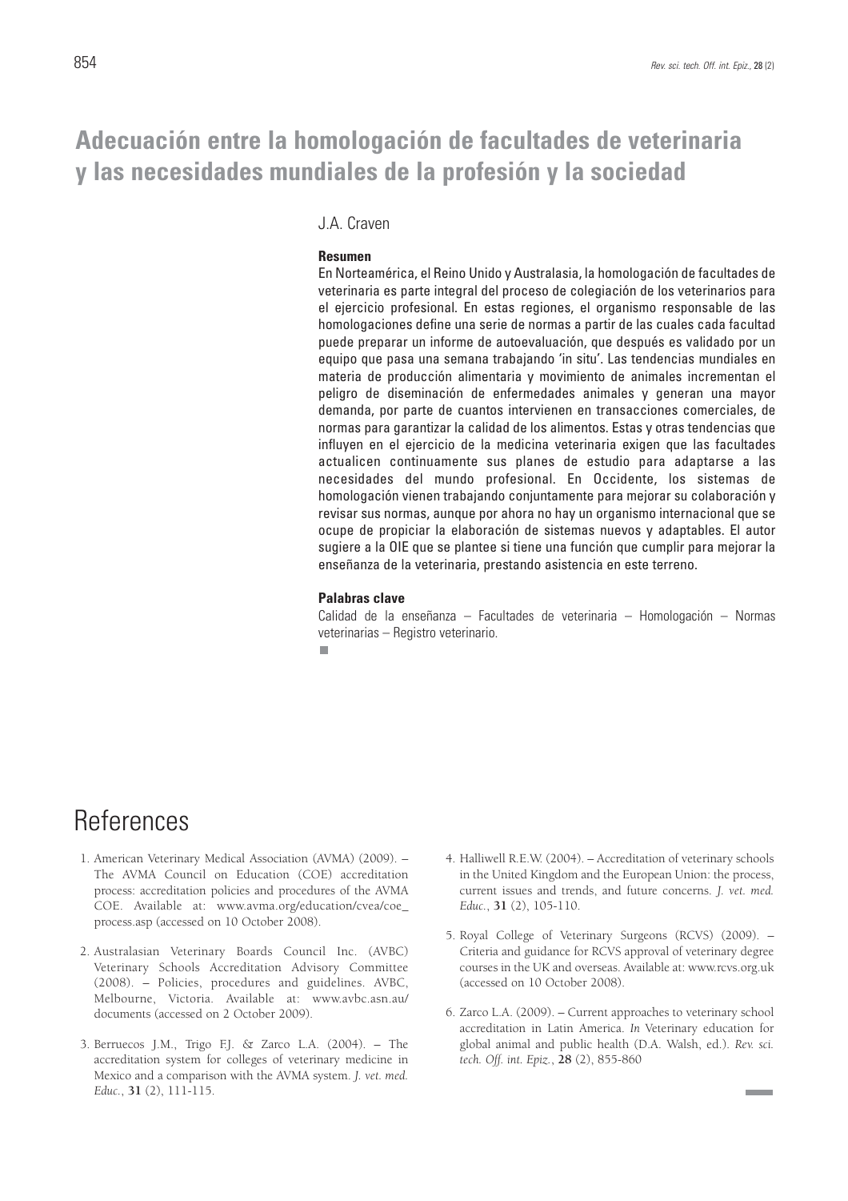# Adecuación entre la homologación de facultades de veterinaria y las necesidades mundiales de la profesión y la sociedad

J.A. Craven

### Resumen

En Norteamérica, el Reino Unido y Australasia, la homologación de facultades de veterinaria es parte integral del proceso de colegiación de los veterinarios para el ejercicio profesional. En estas regiones, el organismo responsable de las homologaciones define una serie de normas a partir de las cuales cada facultad puede preparar un informe de autoevaluación, que después es validado por un equipo que pasa una semana trabajando 'in situ'. Las tendencias mundiales en materia de producción alimentaria y movimiento de animales incrementan el peligro de diseminación de enfermedades animales y generan una mayor demanda, por parte de cuantos intervienen en transacciones comerciales, de normas para garantizar la calidad de los alimentos. Estas y otras tendencias que influyen en el ejercicio de la medicina veterinaria exigen que las facultades actualicen continuamente sus planes de estudio para adaptarse a las necesidades del mundo profesional. En Occidente, los sistemas de homologación vienen trabajando conjuntamente para mejorar su colaboración y revisar sus normas, aunque por ahora no hay un organismo internacional que se ocupe de propiciar la elaboración de sistemas nuevos y adaptables. El autor sugiere a la OIE que se plantee si tiene una función que cumplir para mejorar la enseñanza de la veterinaria, prestando asistencia en este terreno.

### Palabras clave

Calidad de la enseñanza – Facultades de veterinaria – Homologación – Normas veterinarias – Registro veterinario.

## References

1. American Veterinary Medical Association (AVMA) (2009). – The AVMA Council on Education (COE) accreditation process: accreditation policies and procedures of the AVMA COE. Available at: www.avma.org/education/cvea/coe_process.asp (accessed on 10 October 2008).

2. Australasian Veterinary Boards Council Inc. (AVBC) Veterinary Schools Accreditation Advisory Committee (2008). – Policies, procedures and guidelines. AVBC, Melbourne, Victoria. Available at: www.avbc.asn.au/documents (accessed on 2 October 2009).

3. Berruecos J.M., Trigo F.J. & Zarco L.A. (2004). – The accreditation system for colleges of veterinary medicine in Mexico and a comparison with the AVMA system. *J. vet. med. Educ.*, **31** (2), 111-115.

4. Halliwell R.E.W. (2004). – Accreditation of veterinary schools in the United Kingdom and the European Union: the process, current issues and trends, and future concerns. *J. vet. med. Educ.*, **31** (2), 105-110.

5. Royal College of Veterinary Surgeons (RCVS) (2009). – Criteria and guidance for RCVS approval of veterinary degree courses in the UK and overseas. Available at: www.rcvs.org.uk (accessed on 10 October 2008).

6. Zarco L.A. (2009). – Current approaches to veterinary school accreditation in Latin America. *In* Veterinary education for global animal and public health (D.A. Walsh, ed.). *Rev. sci. tech. Off. int. Epiz.*, **28** (2), 855-860